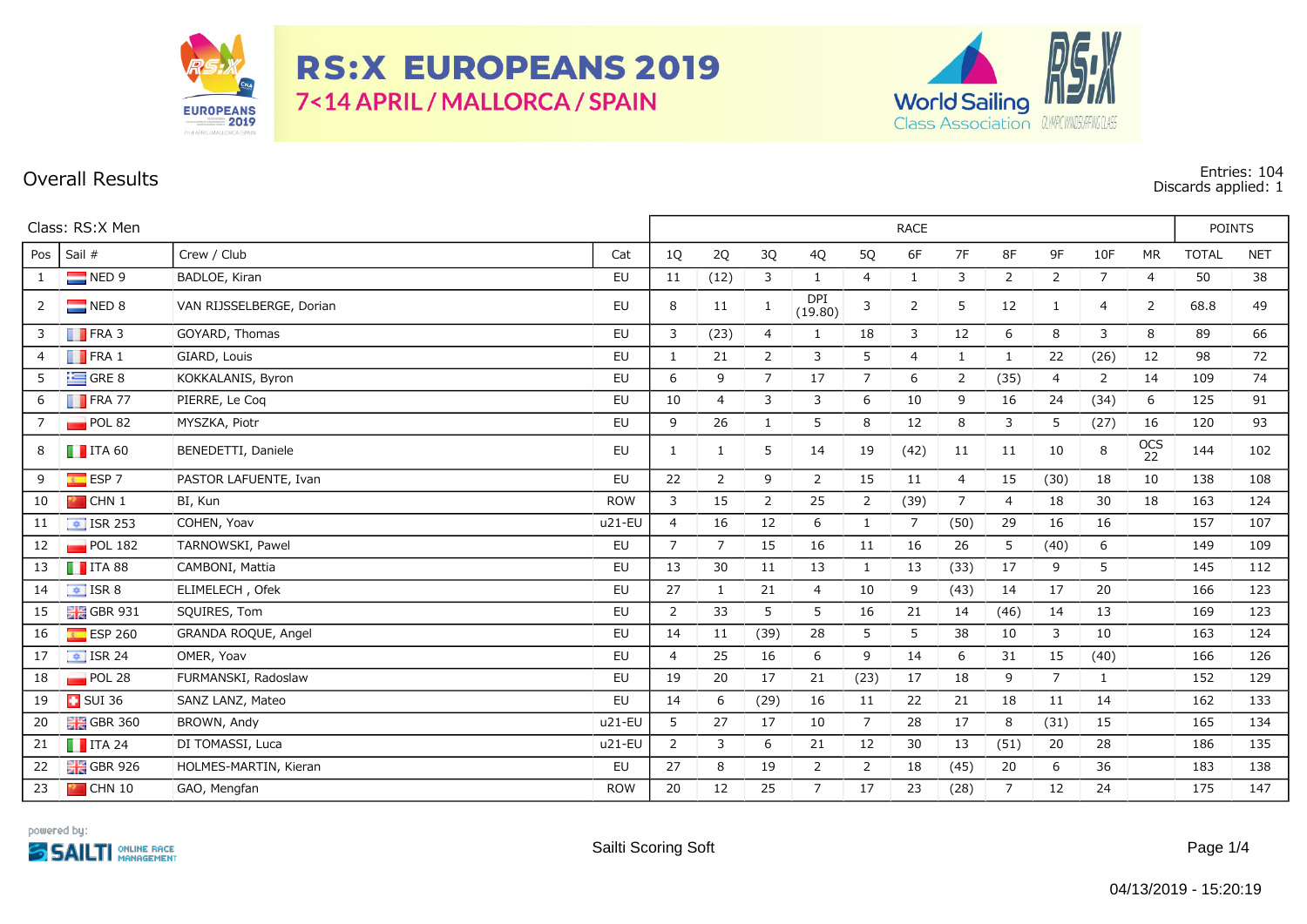# RS:X EUROPEANS 2019

7<14 APRIL / MALLORCA / SPAIN

## Overall Results

Entries: 104
Discards applied: 1

Class: RS:X Men

| Pos | Sail # | Crew / Club | Cat | 1Q | 2Q | 3Q | 4Q | 5Q | 6F | 7F | 8F | 9F | 10F | MR | TOTAL | NET |
|---|---|---|---|---|---|---|---|---|---|---|---|---|---|---|---|---|
| | | | | RACE | | | | | | | | | | | POINTS | |
| 1 | NED 9 | BADLOE, Kiran | EU | 11 | (12) | 3 | 1 | 4 | 1 | 3 | 2 | 2 | 7 | 4 | 50 | 38 |
| 2 | NED 8 | VAN RIJSSELBERGE, Dorian | EU | 8 | 11 | 1 | DPI (19.80) | 3 | 2 | 5 | 12 | 1 | 4 | 2 | 68.8 | 49 |
| 3 | FRA 3 | GOYARD, Thomas | EU | 3 | (23) | 4 | 1 | 18 | 3 | 12 | 6 | 8 | 3 | 8 | 89 | 66 |
| 4 | FRA 1 | GIARD, Louis | EU | 1 | 21 | 2 | 3 | 5 | 4 | 1 | 1 | 22 | (26) | 12 | 98 | 72 |
| 5 | GRE 8 | KOKKALANIS, Byron | EU | 6 | 9 | 7 | 17 | 7 | 6 | 2 | (35) | 4 | 2 | 14 | 109 | 74 |
| 6 | FRA 77 | PIERRE, Le Coq | EU | 10 | 4 | 3 | 3 | 6 | 10 | 9 | 16 | 24 | (34) | 6 | 125 | 91 |
| 7 | POL 82 | MYSZKA, Piotr | EU | 9 | 26 | 1 | 5 | 8 | 12 | 8 | 3 | 5 | (27) | 16 | 120 | 93 |
| 8 | ITA 60 | BENEDETTI, Daniele | EU | 1 | 1 | 5 | 14 | 19 | (42) | 11 | 11 | 10 | 8 | OCS 22 | 144 | 102 |
| 9 | ESP 7 | PASTOR LAFUENTE, Ivan | EU | 22 | 2 | 9 | 2 | 15 | 11 | 4 | 15 | (30) | 18 | 10 | 138 | 108 |
| 10 | CHN 1 | BI, Kun | ROW | 3 | 15 | 2 | 25 | 2 | (39) | 7 | 4 | 18 | 30 | 18 | 163 | 124 |
| 11 | ISR 253 | COHEN, Yoav | u21-EU | 4 | 16 | 12 | 6 | 1 | 7 | (50) | 29 | 16 | 16 | | 157 | 107 |
| 12 | POL 182 | TARNOWSKI, Pawel | EU | 7 | 7 | 15 | 16 | 11 | 16 | 26 | 5 | (40) | 6 | | 149 | 109 |
| 13 | ITA 88 | CAMBONI, Mattia | EU | 13 | 30 | 11 | 13 | 1 | 13 | (33) | 17 | 9 | 5 | | 145 | 112 |
| 14 | ISR 8 | ELIMELECH , Ofek | EU | 27 | 1 | 21 | 4 | 10 | 9 | (43) | 14 | 17 | 20 | | 166 | 123 |
| 15 | GBR 931 | SQUIRES, Tom | EU | 2 | 33 | 5 | 5 | 16 | 21 | 14 | (46) | 14 | 13 | | 169 | 123 |
| 16 | ESP 260 | GRANDA ROQUE, Angel | EU | 14 | 11 | (39) | 28 | 5 | 5 | 38 | 10 | 3 | 10 | | 163 | 124 |
| 17 | ISR 24 | OMER, Yoav | EU | 4 | 25 | 16 | 6 | 9 | 14 | 6 | 31 | 15 | (40) | | 166 | 126 |
| 18 | POL 28 | FURMANSKI, Radoslaw | EU | 19 | 20 | 17 | 21 | (23) | 17 | 18 | 9 | 7 | 1 | | 152 | 129 |
| 19 | SUI 36 | SANZ LANZ, Mateo | EU | 14 | 6 | (29) | 16 | 11 | 22 | 21 | 18 | 11 | 14 | | 162 | 133 |
| 20 | GBR 360 | BROWN, Andy | u21-EU | 5 | 27 | 17 | 10 | 7 | 28 | 17 | 8 | (31) | 15 | | 165 | 134 |
| 21 | ITA 24 | DI TOMASSI, Luca | u21-EU | 2 | 3 | 6 | 21 | 12 | 30 | 13 | (51) | 20 | 28 | | 186 | 135 |
| 22 | GBR 926 | HOLMES-MARTIN, Kieran | EU | 27 | 8 | 19 | 2 | 2 | 18 | (45) | 20 | 6 | 36 | | 183 | 138 |
| 23 | CHN 10 | GAO, Mengfan | ROW | 20 | 12 | 25 | 7 | 17 | 23 | (28) | 7 | 12 | 24 | | 175 | 147 |

powered by: SAILTI ONLINE RACE MANAGEMENT

Sailti Scoring Soft

04/13/2019 - 15:20:19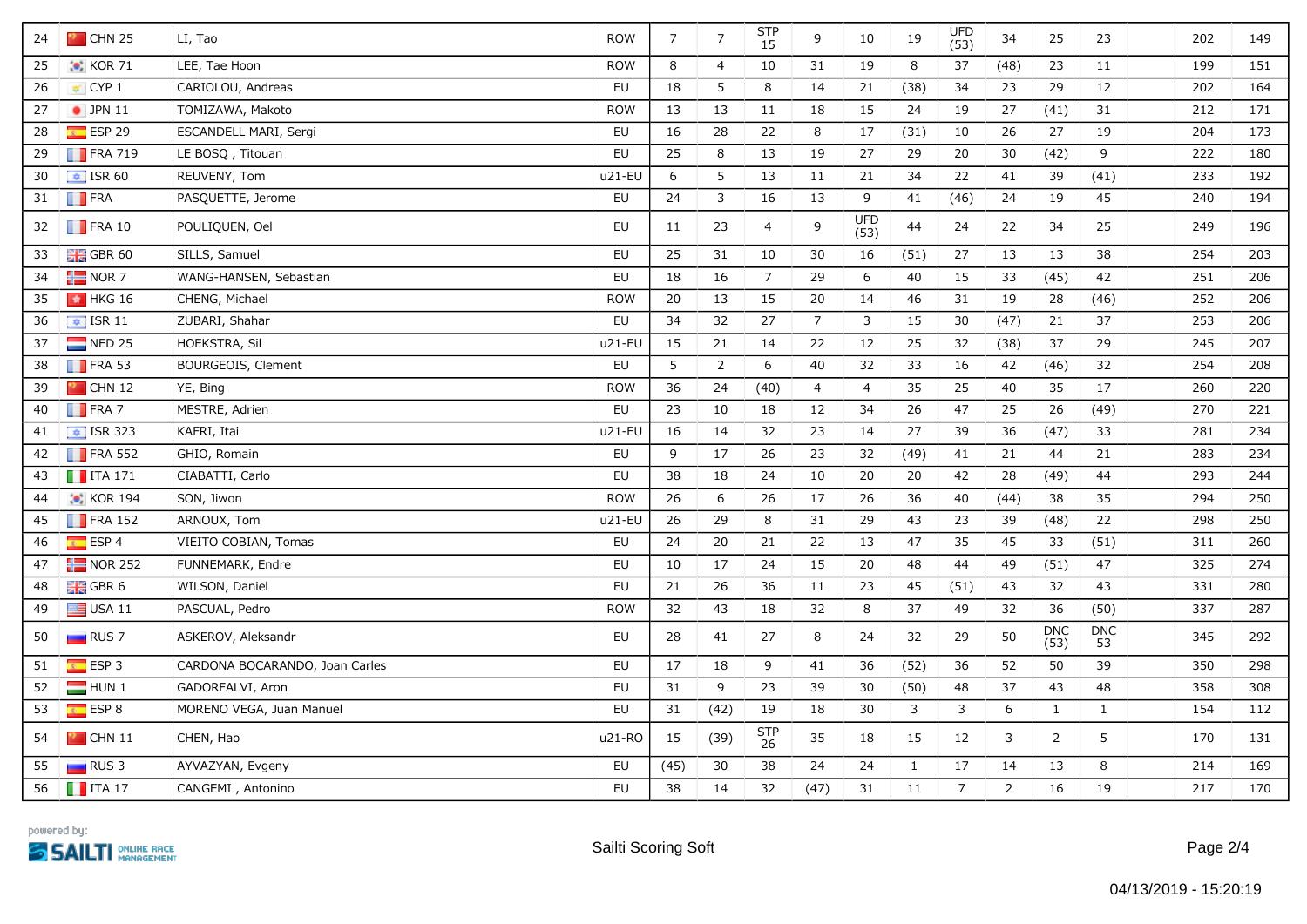| | | | | | | | | | | | | | | | | |
|---|---|---|---|---|---|---|---|---|---|---|---|---|---|---|---|---|
| 24 | CHN 25 | LI, Tao | ROW | 7 | 7 | STP 15 | 9 | 10 | 19 | UFD (53) | 34 | 25 | 23 | | 202 | 149 |
| 25 | KOR 71 | LEE, Tae Hoon | ROW | 8 | 4 | 10 | 31 | 19 | 8 | 37 | (48) | 23 | 11 | | 199 | 151 |
| 26 | CYP 1 | CARIOLOU, Andreas | EU | 18 | 5 | 8 | 14 | 21 | (38) | 34 | 23 | 29 | 12 | | 202 | 164 |
| 27 | JPN 11 | TOMIZAWA, Makoto | ROW | 13 | 13 | 11 | 18 | 15 | 24 | 19 | 27 | (41) | 31 | | 212 | 171 |
| 28 | ESP 29 | ESCANDELL MARI, Sergi | EU | 16 | 28 | 22 | 8 | 17 | (31) | 10 | 26 | 27 | 19 | | 204 | 173 |
| 29 | FRA 719 | LE BOSQ , Titouan | EU | 25 | 8 | 13 | 19 | 27 | 29 | 20 | 30 | (42) | 9 | | 222 | 180 |
| 30 | ISR 60 | REUVENY, Tom | u21-EU | 6 | 5 | 13 | 11 | 21 | 34 | 22 | 41 | 39 | (41) | | 233 | 192 |
| 31 | FRA | PASQUETTE, Jerome | EU | 24 | 3 | 16 | 13 | 9 | 41 | (46) | 24 | 19 | 45 | | 240 | 194 |
| 32 | FRA 10 | POULIQUEN, Oel | EU | 11 | 23 | 4 | 9 | UFD (53) | 44 | 24 | 22 | 34 | 25 | | 249 | 196 |
| 33 | GBR 60 | SILLS, Samuel | EU | 25 | 31 | 10 | 30 | 16 | (51) | 27 | 13 | 13 | 38 | | 254 | 203 |
| 34 | NOR 7 | WANG-HANSEN, Sebastian | EU | 18 | 16 | 7 | 29 | 6 | 40 | 15 | 33 | (45) | 42 | | 251 | 206 |
| 35 | HKG 16 | CHENG, Michael | ROW | 20 | 13 | 15 | 20 | 14 | 46 | 31 | 19 | 28 | (46) | | 252 | 206 |
| 36 | ISR 11 | ZUBARI, Shahar | EU | 34 | 32 | 27 | 7 | 3 | 15 | 30 | (47) | 21 | 37 | | 253 | 206 |
| 37 | NED 25 | HOEKSTRA, Sil | u21-EU | 15 | 21 | 14 | 22 | 12 | 25 | 32 | (38) | 37 | 29 | | 245 | 207 |
| 38 | FRA 53 | BOURGEOIS, Clement | EU | 5 | 2 | 6 | 40 | 32 | 33 | 16 | 42 | (46) | 32 | | 254 | 208 |
| 39 | CHN 12 | YE, Bing | ROW | 36 | 24 | (40) | 4 | 4 | 35 | 25 | 40 | 35 | 17 | | 260 | 220 |
| 40 | FRA 7 | MESTRE, Adrien | EU | 23 | 10 | 18 | 12 | 34 | 26 | 47 | 25 | 26 | (49) | | 270 | 221 |
| 41 | ISR 323 | KAFRI, Itai | u21-EU | 16 | 14 | 32 | 23 | 14 | 27 | 39 | 36 | (47) | 33 | | 281 | 234 |
| 42 | FRA 552 | GHIO, Romain | EU | 9 | 17 | 26 | 23 | 32 | (49) | 41 | 21 | 44 | 21 | | 283 | 234 |
| 43 | ITA 171 | CIABATTI, Carlo | EU | 38 | 18 | 24 | 10 | 20 | 20 | 42 | 28 | (49) | 44 | | 293 | 244 |
| 44 | KOR 194 | SON, Jiwon | ROW | 26 | 6 | 26 | 17 | 26 | 36 | 40 | (44) | 38 | 35 | | 294 | 250 |
| 45 | FRA 152 | ARNOUX, Tom | u21-EU | 26 | 29 | 8 | 31 | 29 | 43 | 23 | 39 | (48) | 22 | | 298 | 250 |
| 46 | ESP 4 | VIEITO COBIAN, Tomas | EU | 24 | 20 | 21 | 22 | 13 | 47 | 35 | 45 | 33 | (51) | | 311 | 260 |
| 47 | NOR 252 | FUNNEMARK, Endre | EU | 10 | 17 | 24 | 15 | 20 | 48 | 44 | 49 | (51) | 47 | | 325 | 274 |
| 48 | GBR 6 | WILSON, Daniel | EU | 21 | 26 | 36 | 11 | 23 | 45 | (51) | 43 | 32 | 43 | | 331 | 280 |
| 49 | USA 11 | PASCUAL, Pedro | ROW | 32 | 43 | 18 | 32 | 8 | 37 | 49 | 32 | 36 | (50) | | 337 | 287 |
| 50 | RUS 7 | ASKEROV, Aleksandr | EU | 28 | 41 | 27 | 8 | 24 | 32 | 29 | 50 | DNC (53) | DNC 53 | | 345 | 292 |
| 51 | ESP 3 | CARDONA BOCARANDO, Joan Carles | EU | 17 | 18 | 9 | 41 | 36 | (52) | 36 | 52 | 50 | 39 | | 350 | 298 |
| 52 | HUN 1 | GADORFALVI, Aron | EU | 31 | 9 | 23 | 39 | 30 | (50) | 48 | 37 | 43 | 48 | | 358 | 308 |
| 53 | ESP 8 | MORENO VEGA, Juan Manuel | EU | 31 | (42) | 19 | 18 | 30 | 3 | 3 | 6 | 1 | 1 | | 154 | 112 |
| 54 | CHN 11 | CHEN, Hao | u21-RO | 15 | (39) | STP 26 | 35 | 18 | 15 | 12 | 3 | 2 | 5 | | 170 | 131 |
| 55 | RUS 3 | AYVAZYAN, Evgeny | EU | (45) | 30 | 38 | 24 | 24 | 1 | 17 | 14 | 13 | 8 | | 214 | 169 |
| 56 | ITA 17 | CANGEMI , Antonino | EU | 38 | 14 | 32 | (47) | 31 | 11 | 7 | 2 | 16 | 19 | | 217 | 170 |

powered by: SAILTI ONLINE RACE MANAGEMENT

Sailti Scoring Soft

04/13/2019 - 15:20:19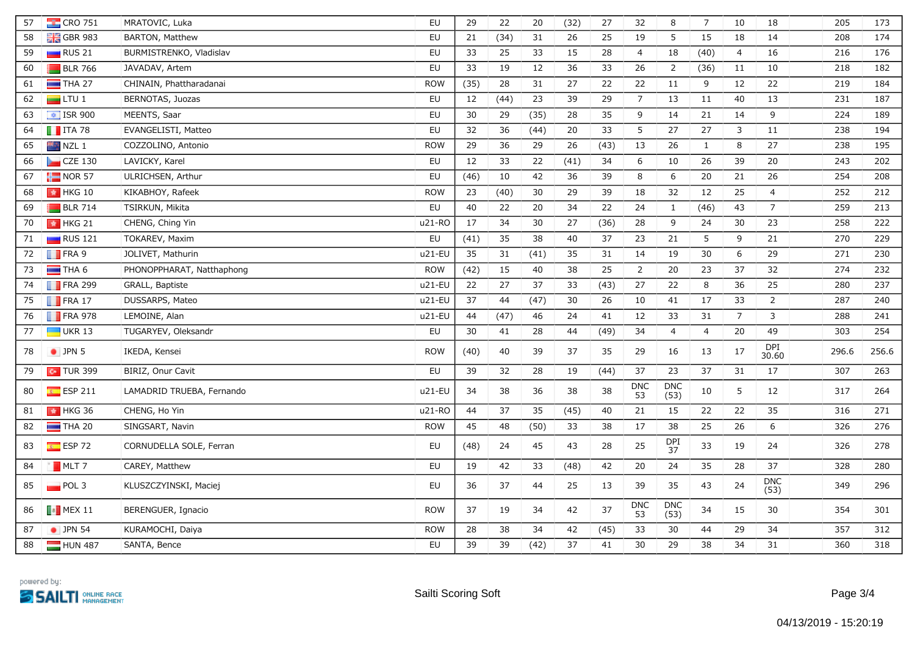| | | | | | | | | | | | | | | | | |
|---|---|---|---|---|---|---|---|---|---|---|---|---|---|---|---|---|
| 57 | CRO 751 | MRATOVIC, Luka | EU | 29 | 22 | 20 | (32) | 27 | 32 | 8 | 7 | 10 | 18 | | 205 | 173 |
| 58 | GBR 983 | BARTON, Matthew | EU | 21 | (34) | 31 | 26 | 25 | 19 | 5 | 15 | 18 | 14 | | 208 | 174 |
| 59 | RUS 21 | BURMISTRENKO, Vladislav | EU | 33 | 25 | 33 | 15 | 28 | 4 | 18 | (40) | 4 | 16 | | 216 | 176 |
| 60 | BLR 766 | JAVADAV, Artem | EU | 33 | 19 | 12 | 36 | 33 | 26 | 2 | (36) | 11 | 10 | | 218 | 182 |
| 61 | THA 27 | CHINAIN, Phattharadanai | ROW | (35) | 28 | 31 | 27 | 22 | 22 | 11 | 9 | 12 | 22 | | 219 | 184 |
| 62 | LTU 1 | BERNOTAS, Juozas | EU | 12 | (44) | 23 | 39 | 29 | 7 | 13 | 11 | 40 | 13 | | 231 | 187 |
| 63 | ISR 900 | MEENTS, Saar | EU | 30 | 29 | (35) | 28 | 35 | 9 | 14 | 21 | 14 | 9 | | 224 | 189 |
| 64 | ITA 78 | EVANGELISTI, Matteo | EU | 32 | 36 | (44) | 20 | 33 | 5 | 27 | 27 | 3 | 11 | | 238 | 194 |
| 65 | NZL 1 | COZZOLINO, Antonio | ROW | 29 | 36 | 29 | 26 | (43) | 13 | 26 | 1 | 8 | 27 | | 238 | 195 |
| 66 | CZE 130 | LAVICKY, Karel | EU | 12 | 33 | 22 | (41) | 34 | 6 | 10 | 26 | 39 | 20 | | 243 | 202 |
| 67 | NOR 57 | ULRICHSEN, Arthur | EU | (46) | 10 | 42 | 36 | 39 | 8 | 6 | 20 | 21 | 26 | | 254 | 208 |
| 68 | HKG 10 | KIKABHOY, Rafeek | ROW | 23 | (40) | 30 | 29 | 39 | 18 | 32 | 12 | 25 | 4 | | 252 | 212 |
| 69 | BLR 714 | TSIRKUN, Mikita | EU | 40 | 22 | 20 | 34 | 22 | 24 | 1 | (46) | 43 | 7 | | 259 | 213 |
| 70 | HKG 21 | CHENG, Ching Yin | u21-RO | 17 | 34 | 30 | 27 | (36) | 28 | 9 | 24 | 30 | 23 | | 258 | 222 |
| 71 | RUS 121 | TOKAREV, Maxim | EU | (41) | 35 | 38 | 40 | 37 | 23 | 21 | 5 | 9 | 21 | | 270 | 229 |
| 72 | FRA 9 | JOLIVET, Mathurin | u21-EU | 35 | 31 | (41) | 35 | 31 | 14 | 19 | 30 | 6 | 29 | | 271 | 230 |
| 73 | THA 6 | PHONOPPHARAT, Natthaphong | ROW | (42) | 15 | 40 | 38 | 25 | 2 | 20 | 23 | 37 | 32 | | 274 | 232 |
| 74 | FRA 299 | GRALL, Baptiste | u21-EU | 22 | 27 | 37 | 33 | (43) | 27 | 22 | 8 | 36 | 25 | | 280 | 237 |
| 75 | FRA 17 | DUSSARPS, Mateo | u21-EU | 37 | 44 | (47) | 30 | 26 | 10 | 41 | 17 | 33 | 2 | | 287 | 240 |
| 76 | FRA 978 | LEMOINE, Alan | u21-EU | 44 | (47) | 46 | 24 | 41 | 12 | 33 | 31 | 7 | 3 | | 288 | 241 |
| 77 | UKR 13 | TUGARYEV, Oleksandr | EU | 30 | 41 | 28 | 44 | (49) | 34 | 4 | 4 | 20 | 49 | | 303 | 254 |
| 78 | JPN 5 | IKEDA, Kensei | ROW | (40) | 40 | 39 | 37 | 35 | 29 | 16 | 13 | 17 | DPI 30.60 | | 296.6 | 256.6 |
| 79 | TUR 399 | BIRIZ, Onur Cavit | EU | 39 | 32 | 28 | 19 | (44) | 37 | 23 | 37 | 31 | 17 | | 307 | 263 |
| 80 | ESP 211 | LAMADRID TRUEBA, Fernando | u21-EU | 34 | 38 | 36 | 38 | 38 | DNC 53 | DNC (53) | 10 | 5 | 12 | | 317 | 264 |
| 81 | HKG 36 | CHENG, Ho Yin | u21-RO | 44 | 37 | 35 | (45) | 40 | 21 | 15 | 22 | 22 | 35 | | 316 | 271 |
| 82 | THA 20 | SINGSART, Navin | ROW | 45 | 48 | (50) | 33 | 38 | 17 | 38 | 25 | 26 | 6 | | 326 | 276 |
| 83 | ESP 72 | CORNUDELLA SOLE, Ferran | EU | (48) | 24 | 45 | 43 | 28 | 25 | DPI 37 | 33 | 19 | 24 | | 326 | 278 |
| 84 | MLT 7 | CAREY, Matthew | EU | 19 | 42 | 33 | (48) | 42 | 20 | 24 | 35 | 28 | 37 | | 328 | 280 |
| 85 | POL 3 | KLUSZCZYINSKI, Maciej | EU | 36 | 37 | 44 | 25 | 13 | 39 | 35 | 43 | 24 | DNC (53) | | 349 | 296 |
| 86 | MEX 11 | BERENGUER, Ignacio | ROW | 37 | 19 | 34 | 42 | 37 | DNC 53 | DNC (53) | 34 | 15 | 30 | | 354 | 301 |
| 87 | JPN 54 | KURAMOCHI, Daiya | ROW | 28 | 38 | 34 | 42 | (45) | 33 | 30 | 44 | 29 | 34 | | 357 | 312 |
| 88 | HUN 487 | SANTA, Bence | EU | 39 | 39 | (42) | 37 | 41 | 30 | 29 | 38 | 34 | 31 | | 360 | 318 |

powered by: SAILTI ONLINE RACE MANAGEMENT

Sailti Scoring Soft

04/13/2019 - 15:20:19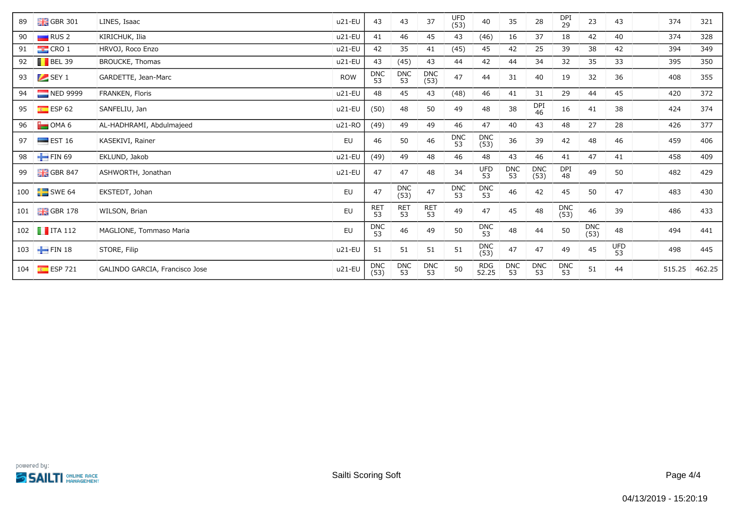| | | | | | | | | | | | | | | | | | |
|---|---|---|---|---|---|---|---|---|---|---|---|---|---|---|---|---|---|
| 89 | GBR 301 | LINES, Isaac | u21-EU | 43 | 43 | 37 | UFD (53) | 40 | 35 | 28 | DPI 29 | 23 | 43 | | 374 | 321 |
| 90 | RUS 2 | KIRICHUK, Ilia | u21-EU | 41 | 46 | 45 | 43 | (46) | 16 | 37 | 18 | 42 | 40 | | 374 | 328 |
| 91 | CRO 1 | HRVOJ, Roco Enzo | u21-EU | 42 | 35 | 41 | (45) | 45 | 42 | 25 | 39 | 38 | 42 | | 394 | 349 |
| 92 | BEL 39 | BROUCKE, Thomas | u21-EU | 43 | (45) | 43 | 44 | 42 | 44 | 34 | 32 | 35 | 33 | | 395 | 350 |
| 93 | SEY 1 | GARDETTE, Jean-Marc | ROW | DNC 53 | DNC 53 | DNC (53) | 47 | 44 | 31 | 40 | 19 | 32 | 36 | | 408 | 355 |
| 94 | NED 9999 | FRANKEN, Floris | u21-EU | 48 | 45 | 43 | (48) | 46 | 41 | 31 | 29 | 44 | 45 | | 420 | 372 |
| 95 | ESP 62 | SANFELIU, Jan | u21-EU | (50) | 48 | 50 | 49 | 48 | 38 | DPI 46 | 16 | 41 | 38 | | 424 | 374 |
| 96 | OMA 6 | AL-HADHRAMI, Abdulmajeed | u21-RO | (49) | 49 | 49 | 46 | 47 | 40 | 43 | 48 | 27 | 28 | | 426 | 377 |
| 97 | EST 16 | KASEKIVI, Rainer | EU | 46 | 50 | 46 | DNC 53 | DNC (53) | 36 | 39 | 42 | 48 | 46 | | 459 | 406 |
| 98 | FIN 69 | EKLUND, Jakob | u21-EU | (49) | 49 | 48 | 46 | 48 | 43 | 46 | 41 | 47 | 41 | | 458 | 409 |
| 99 | GBR 847 | ASHWORTH, Jonathan | u21-EU | 47 | 47 | 48 | 34 | UFD 53 | DNC 53 | DNC (53) | DPI 48 | 49 | 50 | | 482 | 429 |
| 100 | SWE 64 | EKSTEDT, Johan | EU | 47 | DNC (53) | 47 | DNC 53 | DNC 53 | 46 | 42 | 45 | 50 | 47 | | 483 | 430 |
| 101 | GBR 178 | WILSON, Brian | EU | RET 53 | RET 53 | RET 53 | 49 | 47 | 45 | 48 | DNC (53) | 46 | 39 | | 486 | 433 |
| 102 | ITA 112 | MAGLIONE, Tommaso Maria | EU | DNC 53 | 46 | 49 | 50 | DNC 53 | 48 | 44 | 50 | DNC (53) | 48 | | 494 | 441 |
| 103 | FIN 18 | STORE, Filip | u21-EU | 51 | 51 | 51 | 51 | DNC (53) | 47 | 47 | 49 | 45 | UFD 53 | | 498 | 445 |
| 104 | ESP 721 | GALINDO GARCIA, Francisco Jose | u21-EU | DNC (53) | DNC 53 | DNC 53 | 50 | RDG 52.25 | DNC 53 | DNC 53 | DNC 53 | 51 | 44 | | 515.25 | 462.25 |

powered by: SAILTI ONLINE RACE MANAGEMENT

Sailti Scoring Soft

04/13/2019 - 15:20:19